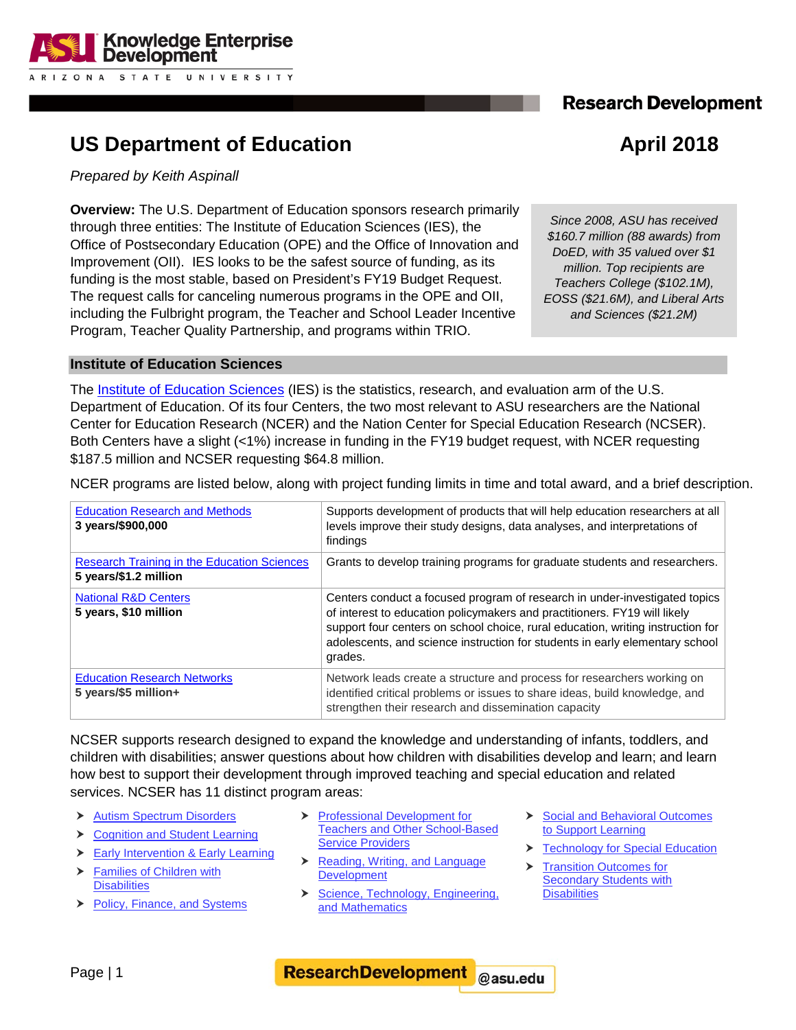# US Department of Education

**April 2018**

*Prepared by Keith Aspinall*

**Overview:** The U.S. Department of Education sponsors research primarily through three entities: The Institute of Education Sciences (IES), the Office of Postsecondary Education (OPE) and the Office of Innovation and Improvement (OII). IES looks to be the safest source of funding, as its funding is the most stable, based on President's FY19 Budget Request. The request calls for canceling numerous programs in the OPE and OII, including the Fulbright program, the Teacher and School Leader Incentive Program, Teacher Quality Partnership, and programs within TRIO.

*Since 2008, ASU has received $160.7 million (88 awards) from DoED, with 35 valued over $1 million. Top recipients are Teachers College ($102.1M), EOSS ($21.6M), and Liberal Arts and Sciences ($21.2M)*

## Institute of Education Sciences

The Institute of Education Sciences (IES) is the statistics, research, and evaluation arm of the U.S. Department of Education. Of its four Centers, the two most relevant to ASU researchers are the National Center for Education Research (NCER) and the Nation Center for Special Education Research (NCSER). Both Centers have a slight (<1%) increase in funding in the FY19 budget request, with NCER requesting $187.5 million and NCSER requesting $64.8 million.

NCER programs are listed below, along with project funding limits in time and total award, and a brief description.

| Program | Description |
|---|---|
| Education Research and Methods<br>**3 years/$900,000** | Supports development of products that will help education researchers at all levels improve their study designs, data analyses, and interpretations of findings |
| Research Training in the Education Sciences<br>**5 years/$1.2 million** | Grants to develop training programs for graduate students and researchers. |
| National R&D Centers<br>**5 years, $10 million** | Centers conduct a focused program of research in under-investigated topics of interest to education policymakers and practitioners. FY19 will likely support four centers on school choice, rural education, writing instruction for adolescents, and science instruction for students in early elementary school grades. |
| Education Research Networks<br>**5 years/$5 million+** | Network leads create a structure and process for researchers working on identified critical problems or issues to share ideas, build knowledge, and strengthen their research and dissemination capacity |

NCSER supports research designed to expand the knowledge and understanding of infants, toddlers, and children with disabilities; answer questions about how children with disabilities develop and learn; and learn how best to support their development through improved teaching and special education and related services. NCSER has 11 distinct program areas:

- Autism Spectrum Disorders
- Cognition and Student Learning
- Early Intervention & Early Learning
- Families of Children with Disabilities
- Policy, Finance, and Systems
- Professional Development for Teachers and Other School-Based Service Providers
- Reading, Writing, and Language Development
- Science, Technology, Engineering, and Mathematics
- Social and Behavioral Outcomes to Support Learning
- Technology for Special Education
- Transition Outcomes for Secondary Students with Disabilities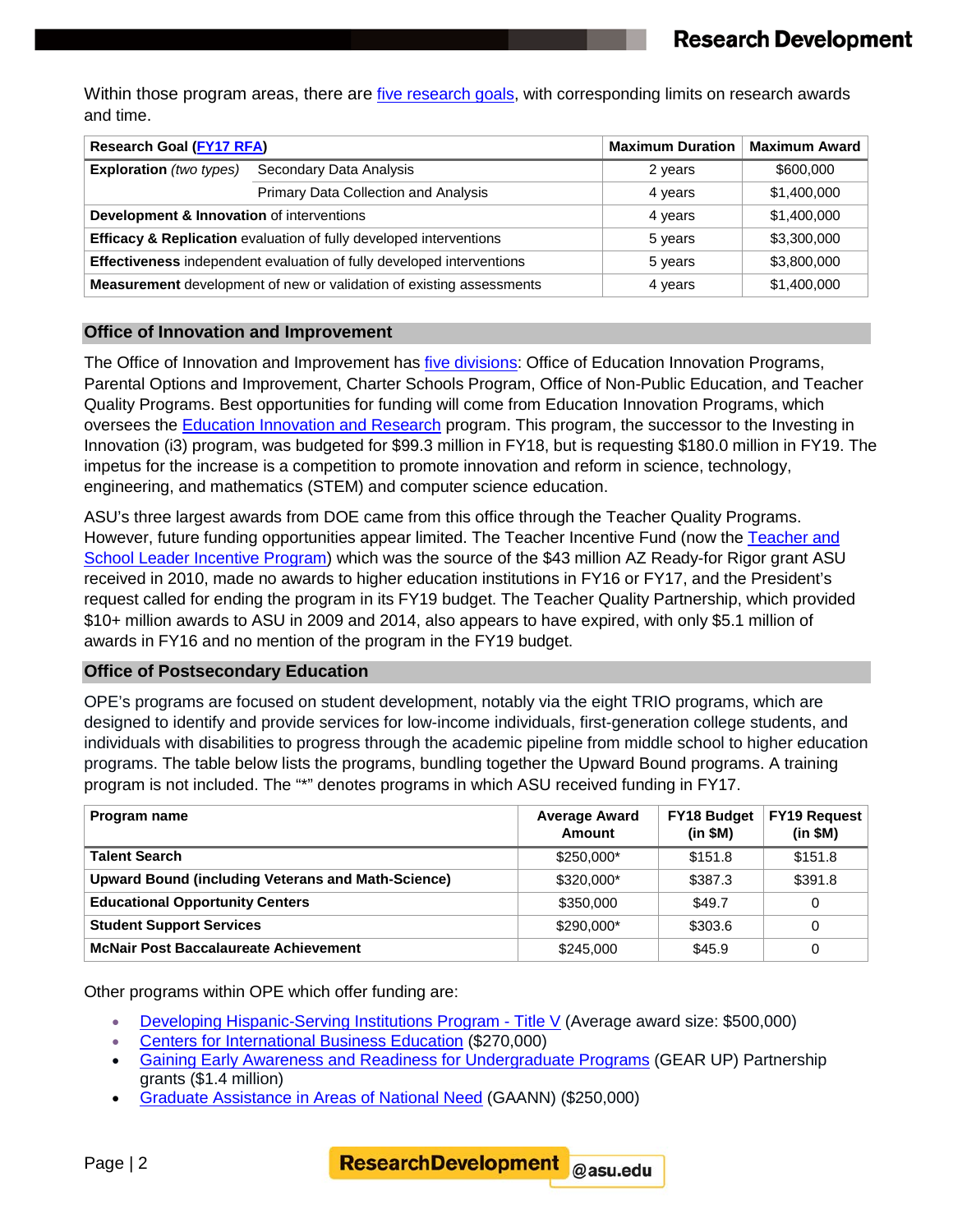Within those program areas, there are five research goals, with corresponding limits on research awards and time.

| Research Goal (FY17 RFA) | | Maximum Duration | Maximum Award |
|---|---|---|---|
| **Exploration** *(two types)* | Secondary Data Analysis | 2 years | $600,000 |
| | Primary Data Collection and Analysis | 4 years | $1,400,000 |
| **Development & Innovation** of interventions | | 4 years | $1,400,000 |
| **Efficacy & Replication** evaluation of fully developed interventions | | 5 years | $3,300,000 |
| **Effectiveness** independent evaluation of fully developed interventions | | 5 years | $3,800,000 |
| **Measurement** development of new or validation of existing assessments | | 4 years | $1,400,000 |

## Office of Innovation and Improvement

The Office of Innovation and Improvement has five divisions: Office of Education Innovation Programs, Parental Options and Improvement, Charter Schools Program, Office of Non-Public Education, and Teacher Quality Programs. Best opportunities for funding will come from Education Innovation Programs, which oversees the Education Innovation and Research program. This program, the successor to the Investing in Innovation (i3) program, was budgeted for $99.3 million in FY18, but is requesting $180.0 million in FY19. The impetus for the increase is a competition to promote innovation and reform in science, technology, engineering, and mathematics (STEM) and computer science education.

ASU's three largest awards from DOE came from this office through the Teacher Quality Programs. However, future funding opportunities appear limited. The Teacher Incentive Fund (now the Teacher and School Leader Incentive Program) which was the source of the $43 million AZ Ready-for Rigor grant ASU received in 2010, made no awards to higher education institutions in FY16 or FY17, and the President's request called for ending the program in its FY19 budget. The Teacher Quality Partnership, which provided $10+ million awards to ASU in 2009 and 2014, also appears to have expired, with only $5.1 million of awards in FY16 and no mention of the program in the FY19 budget.

## Office of Postsecondary Education

OPE's programs are focused on student development, notably via the eight TRIO programs, which are designed to identify and provide services for low-income individuals, first-generation college students, and individuals with disabilities to progress through the academic pipeline from middle school to higher education programs. The table below lists the programs, bundling together the Upward Bound programs. A training program is not included. The "*" denotes programs in which ASU received funding in FY17.

| Program name | Average Award Amount | FY18 Budget (in $M) | FY19 Request (in $M) |
|---|---|---|---|
| **Talent Search** | $250,000* | $151.8 | $151.8 |
| **Upward Bound (including Veterans and Math-Science)** | $320,000* | $387.3 | $391.8 |
| **Educational Opportunity Centers** | $350,000 | $49.7 | 0 |
| **Student Support Services** | $290,000* | $303.6 | 0 |
| **McNair Post Baccalaureate Achievement** | $245,000 | $45.9 | 0 |

Other programs within OPE which offer funding are:

- Developing Hispanic-Serving Institutions Program - Title V (Average award size: $500,000)
- Centers for International Business Education ($270,000)
- Gaining Early Awareness and Readiness for Undergraduate Programs (GEAR UP) Partnership grants ($1.4 million)
- Graduate Assistance in Areas of National Need (GAANN) ($250,000)